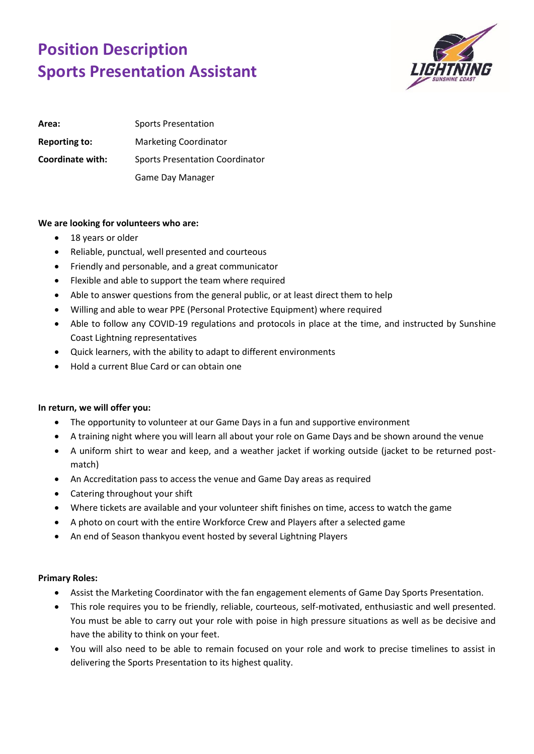# Position Description
# Sports Presentation Assistant

| | |
|---|---|
| **Area:** | Sports Presentation |
| **Reporting to:** | Marketing Coordinator |
| **Coordinate with:** | Sports Presentation Coordinator |
| | Game Day Manager |

**We are looking for volunteers who are:**

- 18 years or older
- Reliable, punctual, well presented and courteous
- Friendly and personable, and a great communicator
- Flexible and able to support the team where required
- Able to answer questions from the general public, or at least direct them to help
- Willing and able to wear PPE (Personal Protective Equipment) where required
- Able to follow any COVID-19 regulations and protocols in place at the time, and instructed by Sunshine Coast Lightning representatives
- Quick learners, with the ability to adapt to different environments
- Hold a current Blue Card or can obtain one

**In return, we will offer you:**

- The opportunity to volunteer at our Game Days in a fun and supportive environment
- A training night where you will learn all about your role on Game Days and be shown around the venue
- A uniform shirt to wear and keep, and a weather jacket if working outside (jacket to be returned post-match)
- An Accreditation pass to access the venue and Game Day areas as required
- Catering throughout your shift
- Where tickets are available and your volunteer shift finishes on time, access to watch the game
- A photo on court with the entire Workforce Crew and Players after a selected game
- An end of Season thankyou event hosted by several Lightning Players

**Primary Roles:**

- Assist the Marketing Coordinator with the fan engagement elements of Game Day Sports Presentation.
- This role requires you to be friendly, reliable, courteous, self-motivated, enthusiastic and well presented. You must be able to carry out your role with poise in high pressure situations as well as be decisive and have the ability to think on your feet.
- You will also need to be able to remain focused on your role and work to precise timelines to assist in delivering the Sports Presentation to its highest quality.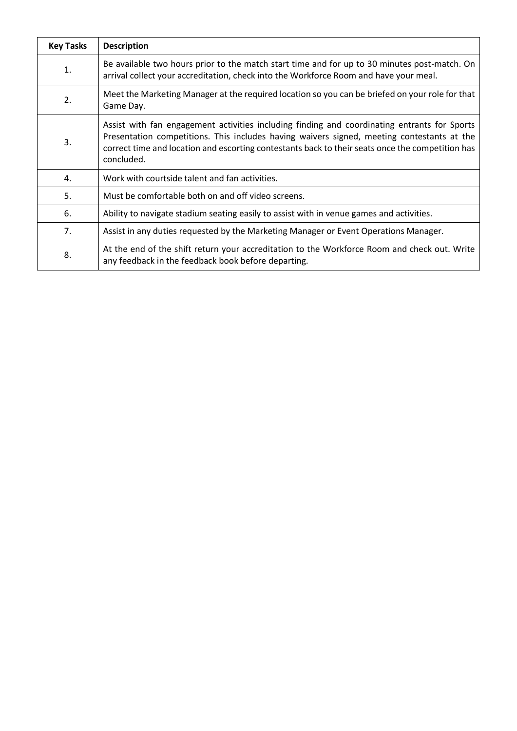| Key Tasks | Description |
|---|---|
| 1. | Be available two hours prior to the match start time and for up to 30 minutes post-match. On arrival collect your accreditation, check into the Workforce Room and have your meal. |
| 2. | Meet the Marketing Manager at the required location so you can be briefed on your role for that Game Day. |
| 3. | Assist with fan engagement activities including finding and coordinating entrants for Sports Presentation competitions. This includes having waivers signed, meeting contestants at the correct time and location and escorting contestants back to their seats once the competition has concluded. |
| 4. | Work with courtside talent and fan activities. |
| 5. | Must be comfortable both on and off video screens. |
| 6. | Ability to navigate stadium seating easily to assist with in venue games and activities. |
| 7. | Assist in any duties requested by the Marketing Manager or Event Operations Manager. |
| 8. | At the end of the shift return your accreditation to the Workforce Room and check out. Write any feedback in the feedback book before departing. |